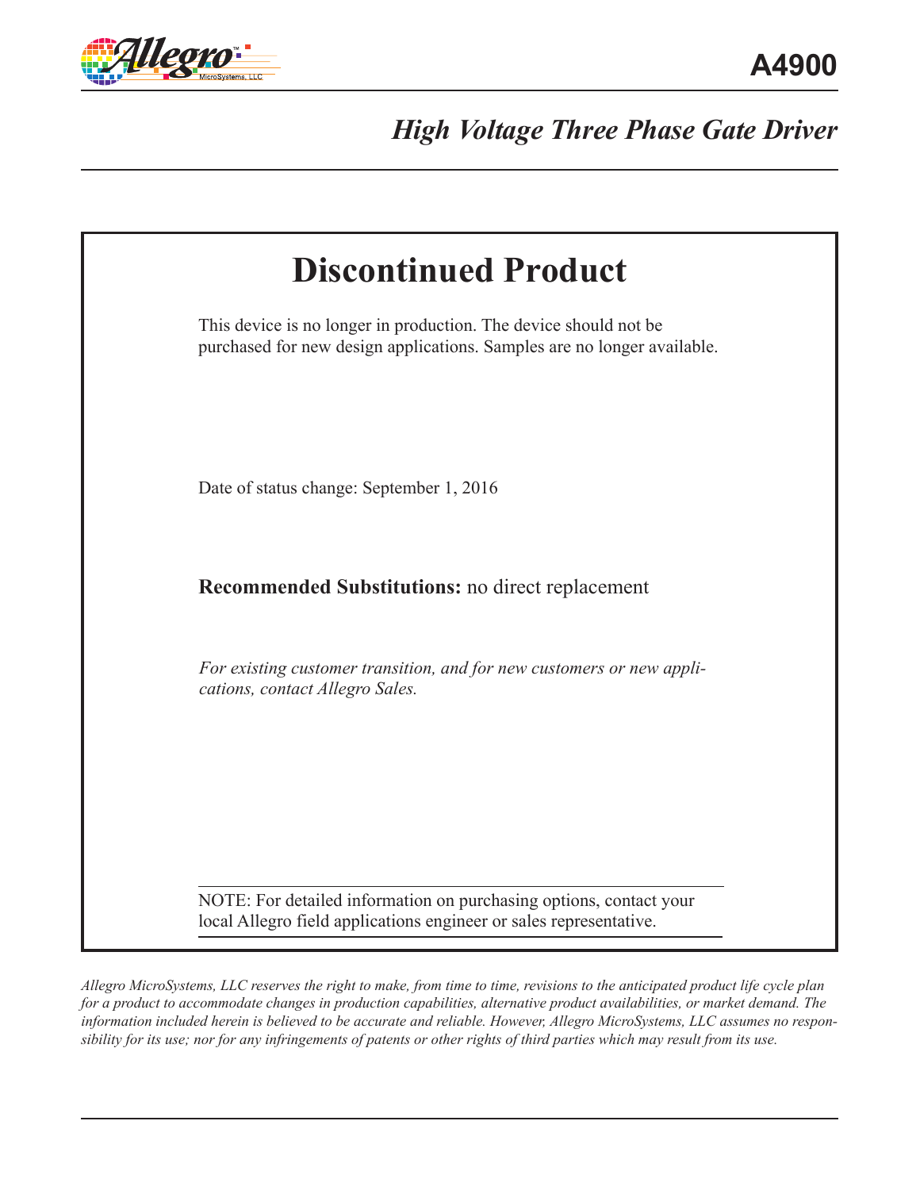# A4900

## *High Voltage Three Phase Gate Driver*

# Discontinued Product

This device is no longer in production. The device should not be purchased for new design applications. Samples are no longer available.

Date of status change: September 1, 2016

**Recommended Substitutions:** no direct replacement

*For existing customer transition, and for new customers or new applications, contact Allegro Sales.*

NOTE: For detailed information on purchasing options, contact your local Allegro field applications engineer or sales representative.

*Allegro MicroSystems, LLC reserves the right to make, from time to time, revisions to the anticipated product life cycle plan for a product to accommodate changes in production capabilities, alternative product availabilities, or market demand. The information included herein is believed to be accurate and reliable. However, Allegro MicroSystems, LLC assumes no responsibility for its use; nor for any infringements of patents or other rights of third parties which may result from its use.*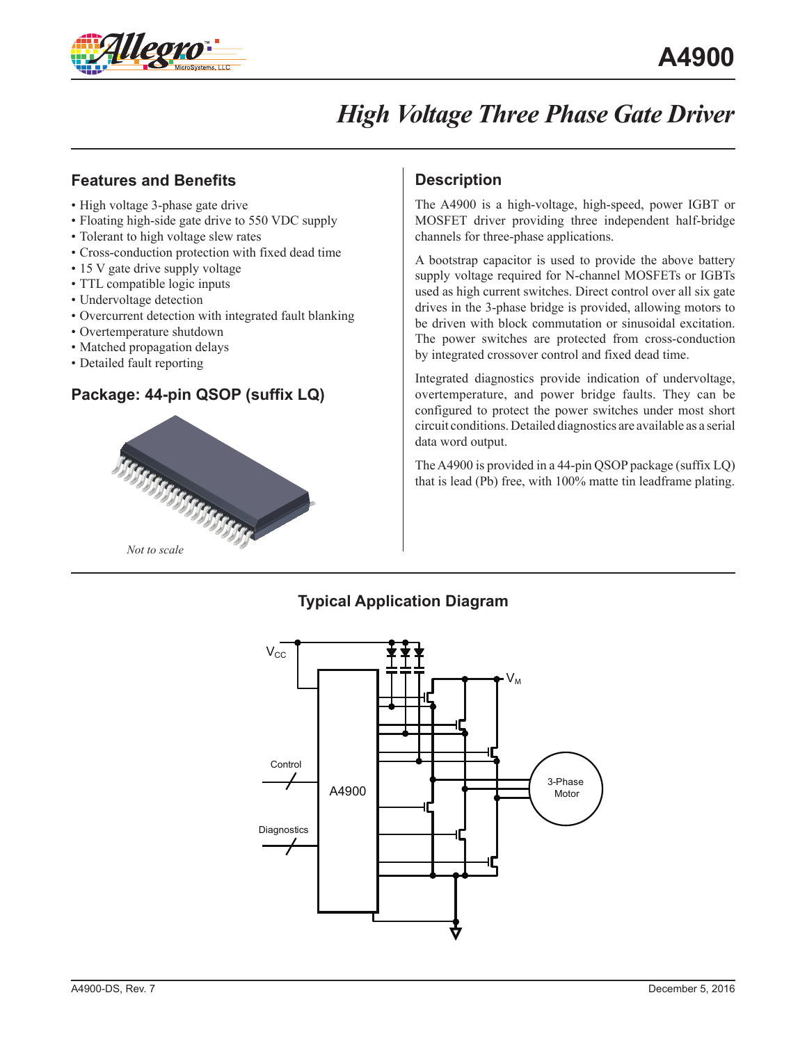# A4900

# *High Voltage Three Phase Gate Driver*

## Features and Benefits

- High voltage 3-phase gate drive
- Floating high-side gate drive to 550 VDC supply
- Tolerant to high voltage slew rates
- Cross-conduction protection with fixed dead time
- 15 V gate drive supply voltage
- TTL compatible logic inputs
- Undervoltage detection
- Overcurrent detection with integrated fault blanking
- Overtemperature shutdown
- Matched propagation delays
- Detailed fault reporting

## Package: 44-pin QSOP (suffix LQ)

*Not to scale*

## Description

The A4900 is a high-voltage, high-speed, power IGBT or MOSFET driver providing three independent half-bridge channels for three-phase applications.

A bootstrap capacitor is used to provide the above battery supply voltage required for N-channel MOSFETs or IGBTs used as high current switches. Direct control over all six gate drives in the 3-phase bridge is provided, allowing motors to be driven with block commutation or sinusoidal excitation. The power switches are protected from cross-conduction by integrated crossover control and fixed dead time.

Integrated diagnostics provide indication of undervoltage, overtemperature, and power bridge faults. They can be configured to protect the power switches under most short circuit conditions. Detailed diagnostics are available as a serial data word output.

The A4900 is provided in a 44-pin QSOP package (suffix LQ) that is lead (Pb) free, with 100% matte tin leadframe plating.

## Typical Application Diagram

$V_{CC}$ $V_M$ Control Diagnostics A4900 3-Phase Motor

A4900-DS, Rev. 7 December 5, 2016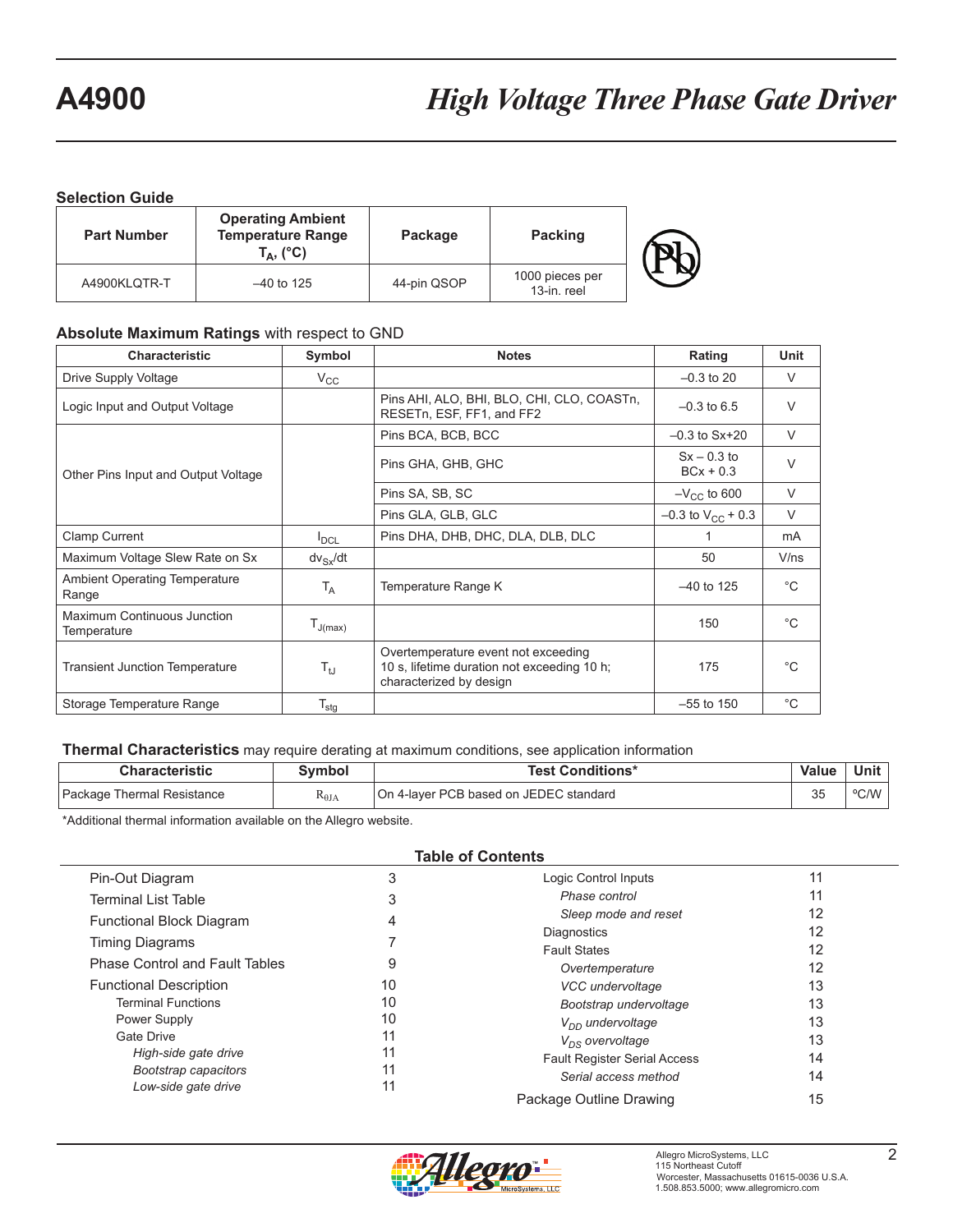## Selection Guide

| Part Number | Operating Ambient Temperature Range $T_A$, (°C) | Package | Packing |
|---|---|---|---|
| A4900KLQTR-T | –40 to 125 | 44-pin QSOP | 1000 pieces per 13-in. reel |

## Absolute Maximum Ratings with respect to GND

| Characteristic | Symbol | Notes | Rating | Unit |
|---|---|---|---|---|
| Drive Supply Voltage | $V_{CC}$ | | –0.3 to 20 | V |
| Logic Input and Output Voltage | | Pins AHI, ALO, BHI, BLO, CHI, CLO, COASTn, RESETn, ESF, FF1, and FF2 | –0.3 to 6.5 | V |
| Other Pins Input and Output Voltage | | Pins BCA, BCB, BCC | –0.3 to Sx+20 | V |
| | | Pins GHA, GHB, GHC | Sx – 0.3 to BCx + 0.3 | V |
| | | Pins SA, SB, SC | $-V_{CC}$ to 600 | V |
| | | Pins GLA, GLB, GLC | –0.3 to $V_{CC}$ + 0.3 | V |
| Clamp Current | $I_{DCL}$ | Pins DHA, DHB, DHC, DLA, DLB, DLC | 1 | mA |
| Maximum Voltage Slew Rate on Sx | $dv_{Sx}/dt$ | | 50 | V/ns |
| Ambient Operating Temperature Range | $T_A$ | Temperature Range K | –40 to 125 | °C |
| Maximum Continuous Junction Temperature | $T_{J(max)}$ | | 150 | °C |
| Transient Junction Temperature | $T_{tJ}$ | Overtemperature event not exceeding 10 s, lifetime duration not exceeding 10 h; characterized by design | 175 | °C |
| Storage Temperature Range | $T_{stg}$ | | –55 to 150 | °C |

## Thermal Characteristics may require derating at maximum conditions, see application information

| Characteristic | Symbol | Test Conditions* | Value | Unit |
|---|---|---|---|---|
| Package Thermal Resistance | $R_{\theta JA}$ | On 4-layer PCB based on JEDEC standard | 35 | ºC/W |

*Additional thermal information available on the Allegro website.

## Table of Contents

- Pin-Out Diagram 3
- Terminal List Table 3
- Functional Block Diagram 4
- Timing Diagrams 7
- Phase Control and Fault Tables 9
- Functional Description 10
  - Terminal Functions 10
  - Power Supply 10
  - Gate Drive 11
    - *High-side gate drive* 11
    - *Bootstrap capacitors* 11
    - *Low-side gate drive* 11
  - Logic Control Inputs 11
    - *Phase control* 11
    - *Sleep mode and reset* 12
  - Diagnostics 12
  - Fault States 12
    - *Overtemperature* 12
    - *VCC undervoltage* 13
    - *Bootstrap undervoltage* 13
    - *$V_{DD}$ undervoltage* 13
    - *$V_{DS}$ overvoltage* 13
  - Fault Register Serial Access 14
    - *Serial access method* 14
- Package Outline Drawing 15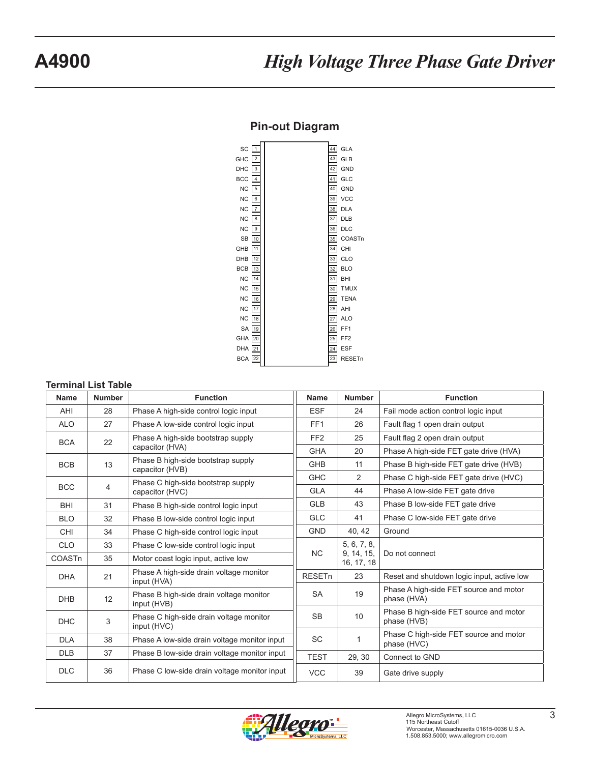## Pin-out Diagram

| Pin | Name | | Pin | Name |
|---|---|---|---|---|
| 1 | SC | | 44 | GLA |
| 2 | GHC | | 43 | GLB |
| 3 | DHC | | 42 | GND |
| 4 | BCC | | 41 | GLC |
| 5 | NC | | 40 | GND |
| 6 | NC | | 39 | VCC |
| 7 | NC | | 38 | DLA |
| 8 | NC | | 37 | DLB |
| 9 | NC | | 36 | DLC |
| 10 | SB | | 35 | COASTn |
| 11 | GHB | | 34 | CHI |
| 12 | DHB | | 33 | CLO |
| 13 | BCB | | 32 | BLO |
| 14 | NC | | 31 | BHI |
| 15 | NC | | 30 | TMUX |
| 16 | NC | | 29 | TENA |
| 17 | NC | | 28 | AHI |
| 18 | NC | | 27 | ALO |
| 19 | SA | | 26 | FF1 |
| 20 | GHA | | 25 | FF2 |
| 21 | DHA | | 24 | ESF |
| 22 | BCA | | 23 | RESETn |

## Terminal List Table

| Name | Number | Function |
|---|---|---|
| AHI | 28 | Phase A high-side control logic input |
| ALO | 27 | Phase A low-side control logic input |
| BCA | 22 | Phase A high-side bootstrap supply capacitor (HVA) |
| BCB | 13 | Phase B high-side bootstrap supply capacitor (HVB) |
| BCC | 4 | Phase C high-side bootstrap supply capacitor (HVC) |
| BHI | 31 | Phase B high-side control logic input |
| BLO | 32 | Phase B low-side control logic input |
| CHI | 34 | Phase C high-side control logic input |
| CLO | 33 | Phase C low-side control logic input |
| COASTn | 35 | Motor coast logic input, active low |
| DHA | 21 | Phase A high-side drain voltage monitor input (HVA) |
| DHB | 12 | Phase B high-side drain voltage monitor input (HVB) |
| DHC | 3 | Phase C high-side drain voltage monitor input (HVC) |
| DLA | 38 | Phase A low-side drain voltage monitor input |
| DLB | 37 | Phase B low-side drain voltage monitor input |
| DLC | 36 | Phase C low-side drain voltage monitor input |
| ESF | 24 | Fail mode action control logic input |
| FF1 | 26 | Fault flag 1 open drain output |
| FF2 | 25 | Fault flag 2 open drain output |
| GHA | 20 | Phase A high-side FET gate drive (HVA) |
| GHB | 11 | Phase B high-side FET gate drive (HVB) |
| GHC | 2 | Phase C high-side FET gate drive (HVC) |
| GLA | 44 | Phase A low-side FET gate drive |
| GLB | 43 | Phase B low-side FET gate drive |
| GLC | 41 | Phase C low-side FET gate drive |
| GND | 40, 42 | Ground |
| NC | 5, 6, 7, 8, 9, 14, 15, 16, 17, 18 | Do not connect |
| RESETn | 23 | Reset and shutdown logic input, active low |
| SA | 19 | Phase A high-side FET source and motor phase (HVA) |
| SB | 10 | Phase B high-side FET source and motor phase (HVB) |
| SC | 1 | Phase C high-side FET source and motor phase (HVC) |
| TEST | 29, 30 | Connect to GND |
| VCC | 39 | Gate drive supply |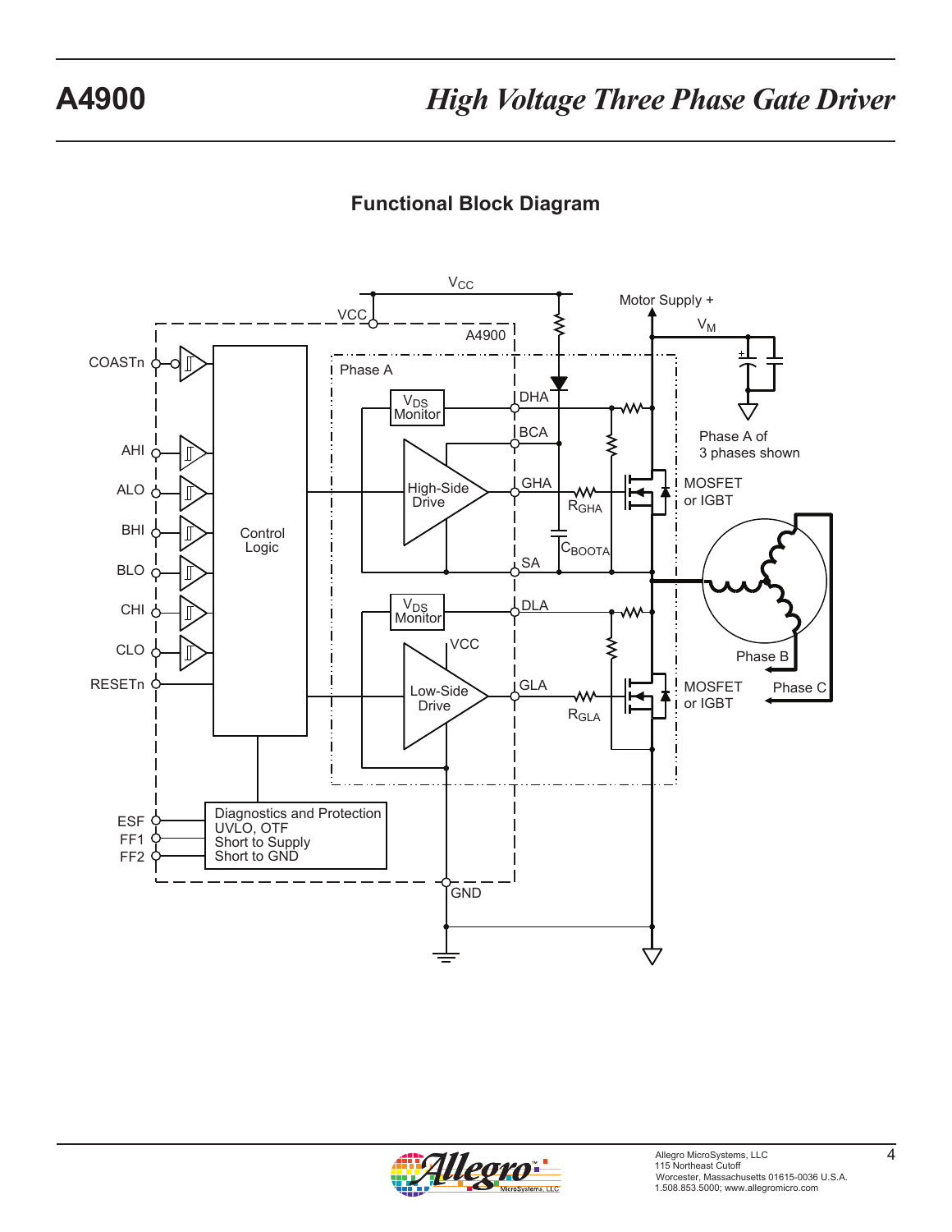## Functional Block Diagram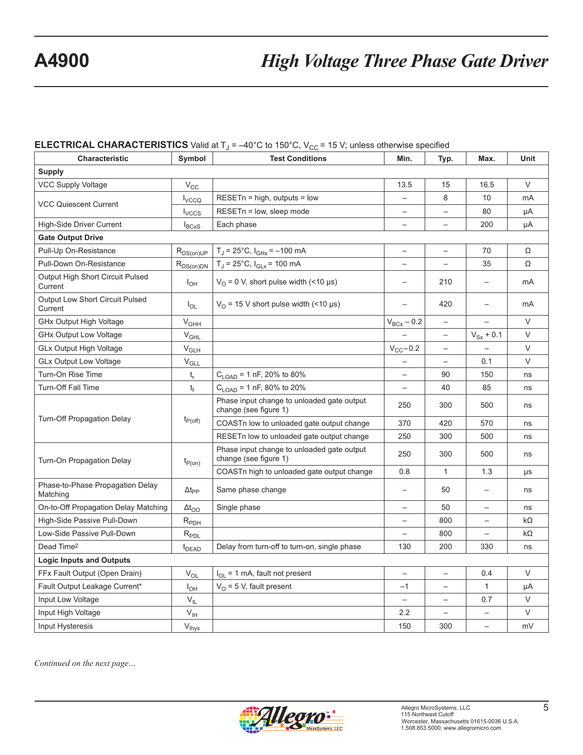**ELECTRICAL CHARACTERISTICS** Valid at $T_J$ = –40°C to 150°C, $V_{CC}$ = 15 V; unless otherwise specified

| Characteristic | Symbol | Test Conditions | Min. | Typ. | Max. | Unit |
|---|---|---|---|---|---|---|
| **Supply** | | | | | | |
| VCC Supply Voltage | $V_{CC}$ | | 13.5 | 15 | 16.5 | V |
| VCC Quiescent Current | $I_{VCCQ}$ | RESETn = high, outputs = low | – | 8 | 10 | mA |
| | $I_{VCCS}$ | RESETn = low, sleep mode | – | – | 80 | μA |
| High-Side Driver Current | $I_{BCxS}$ | Each phase | – | – | 200 | μA |
| **Gate Output Drive** | | | | | | |
| Pull-Up On-Resistance | $R_{DS(on)UP}$ | $T_J$ = 25°C, $I_{GHx}$ = –100 mA | – | – | 70 | Ω |
| Pull-Down On-Resistance | $R_{DS(on)DN}$ | $T_J$ = 25°C, $I_{GLx}$ = 100 mA | – | – | 35 | Ω |
| Output High Short Circuit Pulsed Current | $I_{OH}$ | $V_O$ = 0 V, short pulse width (<10 μs) | – | 210 | – | mA |
| Output Low Short Circuit Pulsed Current | $I_{OL}$ | $V_O$ = 15 V short pulse width (<10 μs) | – | 420 | – | mA |
| GHx Output High Voltage | $V_{GHH}$ | | $V_{BCx}$ – 0.2 | – | – | V |
| GHx Output Low Voltage | $V_{GHL}$ | | – | – | $V_{Sx}$ + 0.1 | V |
| GLx Output High Voltage | $V_{GLH}$ | | $V_{CC}$–0.2 | – | – | V |
| GLx Output Low Voltage | $V_{GLL}$ | | – | – | 0.1 | V |
| Turn-On Rise Time | $t_r$ | $C_{LOAD}$ = 1 nF, 20% to 80% | – | 90 | 150 | ns |
| Turn-Off Fall Time | $t_f$ | $C_{LOAD}$ = 1 nF, 80% to 20% | – | 40 | 85 | ns |
| Turn-Off Propagation Delay | $t_{P(off)}$ | Phase input change to unloaded gate output change (see figure 1) | 250 | 300 | 500 | ns |
| | | COASTn low to unloaded gate output change | 370 | 420 | 570 | ns |
| | | RESETn low to unloaded gate output change | 250 | 300 | 500 | ns |
| Turn-On Propagation Delay | $t_{P(on)}$ | Phase input change to unloaded gate output change (see figure 1) | 250 | 300 | 500 | ns |
| | | COASTn high to unloaded gate output change | 0.8 | 1 | 1.3 | μs |
| Phase-to-Phase Propagation Delay Matching | $\Delta t_{PP}$ | Same phase change | – | 50 | – | ns |
| On-to-Off Propagation Delay Matching | $\Delta t_{OO}$ | Single phase | – | 50 | – | ns |
| High-Side Passive Pull-Down | $R_{PDH}$ | | – | 800 | – | kΩ |
| Low-Side Passive Pull-Down | $R_{PDL}$ | | – | 800 | – | kΩ |
| Dead Time[2] | $t_{DEAD}$ | Delay from turn-off to turn-on, single phase | 130 | 200 | 330 | ns |
| **Logic Inputs and Outputs** | | | | | | |
| FFx Fault Output (Open Drain) | $V_{OL}$ | $I_{OL}$ = 1 mA, fault not present | – | – | 0.4 | V |
| Fault Output Leakage Current* | $I_{OH}$ | $V_O$ = 5 V, fault present | –1 | – | 1 | μA |
| Input Low Voltage | $V_{IL}$ | | – | – | 0.7 | V |
| Input High Voltage | $V_{IH}$ | | 2.2 | – | – | V |
| Input Hysteresis | $V_{Ihys}$ | | 150 | 300 | – | mV |

*Continued on the next page…*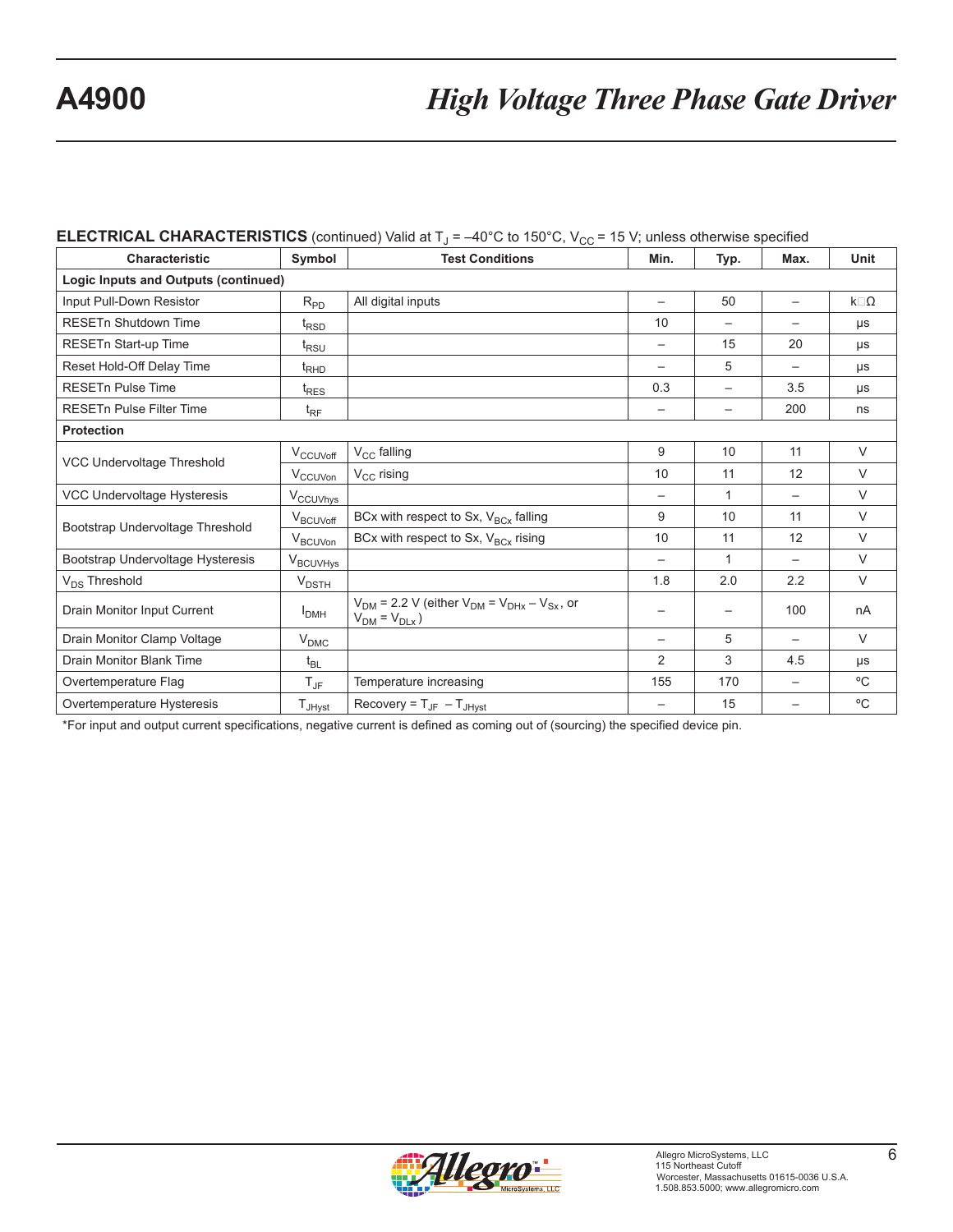**ELECTRICAL CHARACTERISTICS** (continued) Valid at $T_J$ = –40°C to 150°C, $V_{CC}$ = 15 V; unless otherwise specified

| Characteristic | Symbol | Test Conditions | Min. | Typ. | Max. | Unit |
|---|---|---|---|---|---|---|
| **Logic Inputs and Outputs (continued)** | | | | | | |
| Input Pull-Down Resistor | $R_{PD}$ | All digital inputs | – | 50 | – | kΩ |
| RESETn Shutdown Time | $t_{RSD}$ | | 10 | – | – | μs |
| RESETn Start-up Time | $t_{RSU}$ | | – | 15 | 20 | μs |
| Reset Hold-Off Delay Time | $t_{RHD}$ | | – | 5 | – | μs |
| RESETn Pulse Time | $t_{RES}$ | | 0.3 | – | 3.5 | μs |
| RESETn Pulse Filter Time | $t_{RF}$ | | – | – | 200 | ns |
| **Protection** | | | | | | |
| VCC Undervoltage Threshold | $V_{CCUVoff}$ | $V_{CC}$ falling | 9 | 10 | 11 | V |
| | $V_{CCUVon}$ | $V_{CC}$ rising | 10 | 11 | 12 | V |
| VCC Undervoltage Hysteresis | $V_{CCUVhys}$ | | – | 1 | – | V |
| Bootstrap Undervoltage Threshold | $V_{BCUVoff}$ | BCx with respect to Sx, $V_{BCx}$ falling | 9 | 10 | 11 | V |
| | $V_{BCUVon}$ | BCx with respect to Sx, $V_{BCx}$ rising | 10 | 11 | 12 | V |
| Bootstrap Undervoltage Hysteresis | $V_{BCUVHys}$ | | – | 1 | – | V |
| $V_{DS}$ Threshold | $V_{DSTH}$ | | 1.8 | 2.0 | 2.2 | V |
| Drain Monitor Input Current | $I_{DMH}$ | $V_{DM}$ = 2.2 V (either $V_{DM} = V_{DHx} – V_{Sx}$, or $V_{DM} = V_{DLx}$) | – | – | 100 | nA |
| Drain Monitor Clamp Voltage | $V_{DMC}$ | | – | 5 | – | V |
| Drain Monitor Blank Time | $t_{BL}$ | | 2 | 3 | 4.5 | μs |
| Overtemperature Flag | $T_{JF}$ | Temperature increasing | 155 | 170 | – | °C |
| Overtemperature Hysteresis | $T_{JHyst}$ | Recovery = $T_{JF} – T_{JHyst}$ | – | 15 | – | °C |

*For input and output current specifications, negative current is defined as coming out of (sourcing) the specified device pin.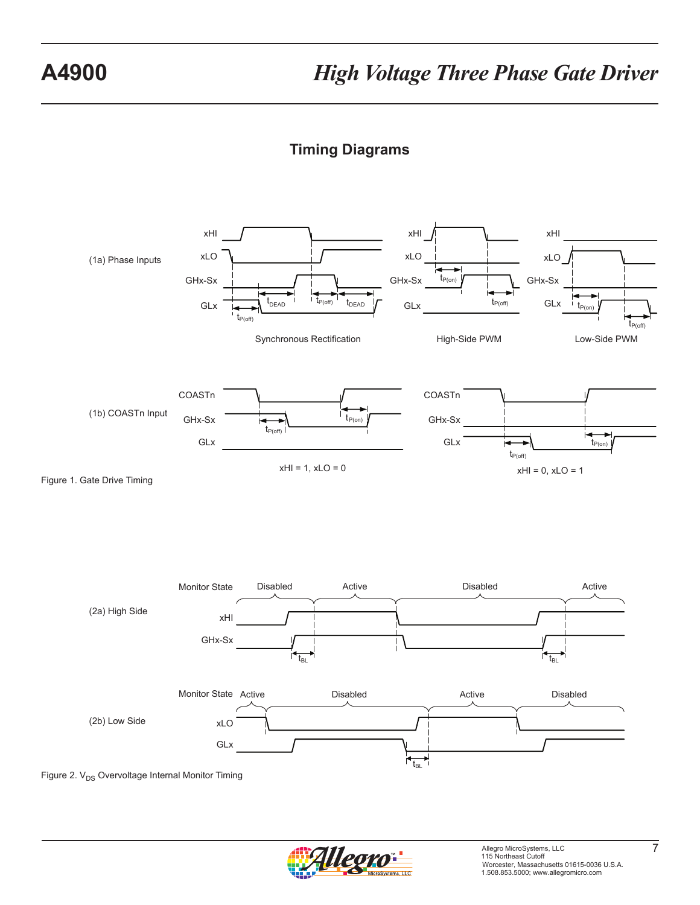## Timing Diagrams

(1a) Phase Inputs

xHI
xLO
GHx-Sx
GLx

$t_{DEAD}$ $t_{P(off)}$ $t_{DEAD}$

$t_{P(off)}$

Synchronous Rectification

$t_{P(on)}$ $t_{P(off)}$

High-Side PWM

$t_{P(on)}$ $t_{P(off)}$

Low-Side PWM

(1b) COASTn Input

COASTn
GHx-Sx
GLx

$t_{P(off)}$ $t_{P(on)}$

xHI = 1, xLO = 0

$t_{P(off)}$ $t_{P(on)}$

xHI = 0, xLO = 1

Figure 1. Gate Drive Timing

(2a) High Side

Monitor State: Disabled, Active, Disabled, Active

xHI
GHx-Sx

$t_{BL}$ $t_{BL}$

(2b) Low Side

Monitor State: Active, Disabled, Active, Disabled

xLO
GLx

$t_{BL}$

Figure 2. $V_{DS}$ Overvoltage Internal Monitor Timing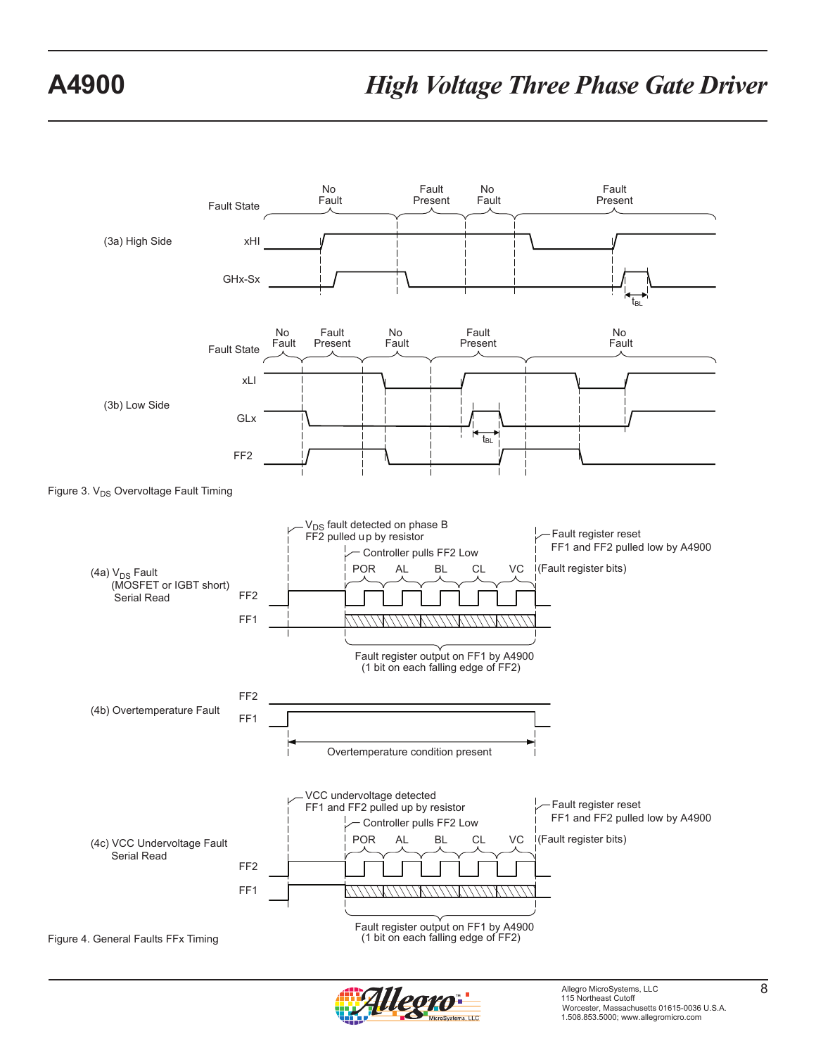(3a) High Side

Fault State: No Fault | Fault Present | No Fault | Fault Present

xHI

GHx-Sx

$t_{BL}$

(3b) Low Side

Fault State: No Fault | Fault Present | No Fault | Fault Present | No Fault

xLI

GLx

FF2

$t_{BL}$

Figure 3. $V_{DS}$ Overvoltage Fault Timing

(4a) $V_{DS}$ Fault (MOSFET or IGBT short) Serial Read

$V_{DS}$ fault detected on phase B
FF2 pulled up by resistor

Controller pulls FF2 Low

Fault register reset
FF1 and FF2 pulled low by A4900

POR AL BL CL VC (Fault register bits)

FF2

FF1

Fault register output on FF1 by A4900
(1 bit on each falling edge of FF2)

(4b) Overtemperature Fault

FF2

FF1

Overtemperature condition present

(4c) VCC Undervoltage Fault Serial Read

VCC undervoltage detected
FF1 and FF2 pulled up by resistor

Controller pulls FF2 Low

Fault register reset
FF1 and FF2 pulled low by A4900

POR AL BL CL VC (Fault register bits)

FF2

FF1

Fault register output on FF1 by A4900
(1 bit on each falling edge of FF2)

Figure 4. General Faults FFx Timing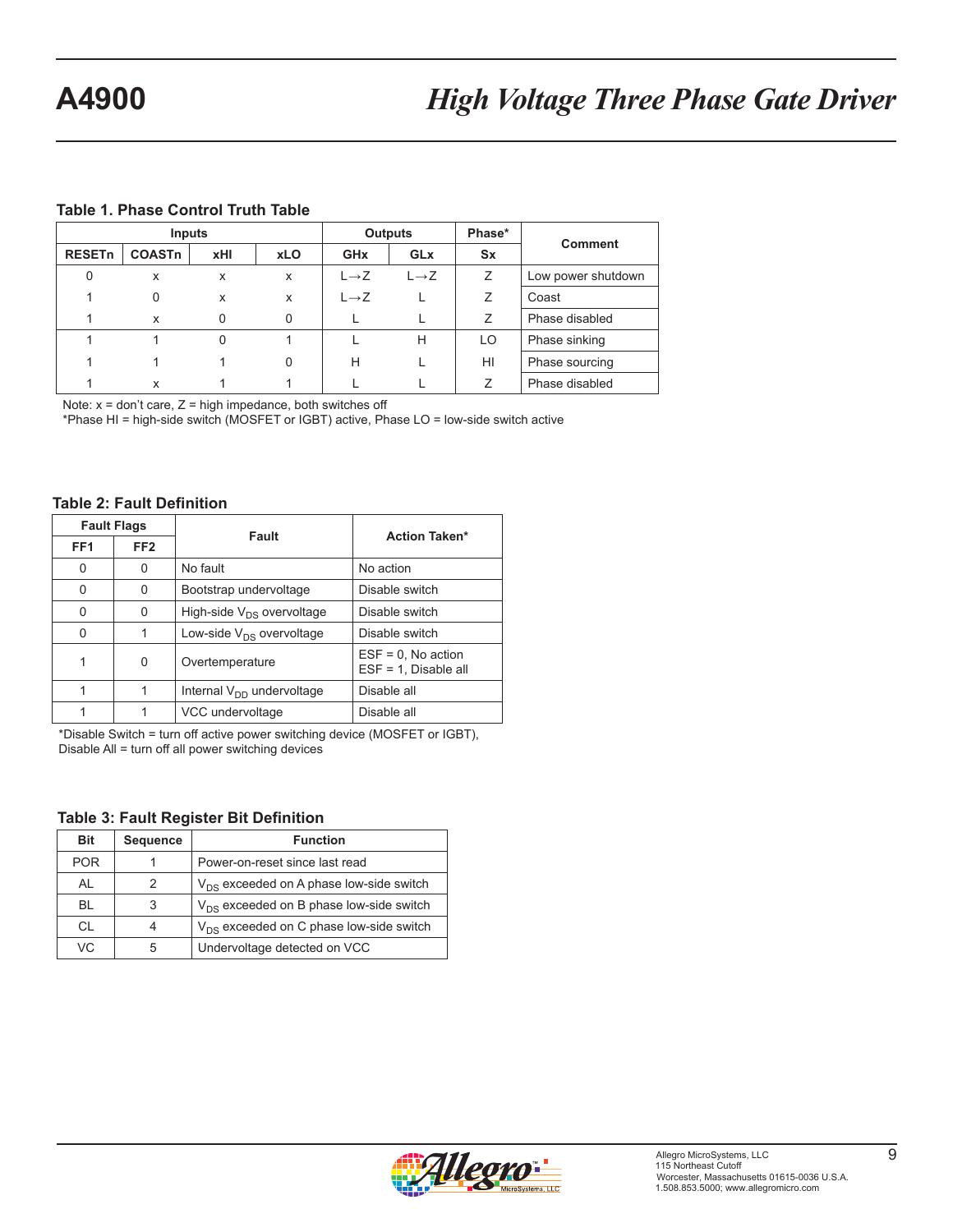### Table 1. Phase Control Truth Table

| Inputs | | | | Outputs | | Phase* | Comment |
|---|---|---|---|---|---|---|---|
| RESETn | COASTn | xHI | xLO | GHx | GLx | Sx | |
| 0 | x | x | x | L→Z | L→Z | Z | Low power shutdown |
| 1 | 0 | x | x | L→Z | L | Z | Coast |
| 1 | x | 0 | 0 | L | L | Z | Phase disabled |
| 1 | 1 | 0 | 1 | L | H | LO | Phase sinking |
| 1 | 1 | 1 | 0 | H | L | HI | Phase sourcing |
| 1 | x | 1 | 1 | L | L | Z | Phase disabled |

Note: x = don't care, Z = high impedance, both switches off
*Phase HI = high-side switch (MOSFET or IGBT) active, Phase LO = low-side switch active

### Table 2: Fault Definition

| Fault Flags | | Fault | Action Taken* |
|---|---|---|---|
| FF1 | FF2 | | |
| 0 | 0 | No fault | No action |
| 0 | 0 | Bootstrap undervoltage | Disable switch |
| 0 | 0 | High-side $V_{DS}$ overvoltage | Disable switch |
| 0 | 1 | Low-side $V_{DS}$ overvoltage | Disable switch |
| 1 | 0 | Overtemperature | ESF = 0, No action<br>ESF = 1, Disable all |
| 1 | 1 | Internal $V_{DD}$ undervoltage | Disable all |
| 1 | 1 | VCC undervoltage | Disable all |

*Disable Switch = turn off active power switching device (MOSFET or IGBT),
Disable All = turn off all power switching devices

### Table 3: Fault Register Bit Definition

| Bit | Sequence | Function |
|---|---|---|
| POR | 1 | Power-on-reset since last read |
| AL | 2 | $V_{DS}$ exceeded on A phase low-side switch |
| BL | 3 | $V_{DS}$ exceeded on B phase low-side switch |
| CL | 4 | $V_{DS}$ exceeded on C phase low-side switch |
| VC | 5 | Undervoltage detected on VCC |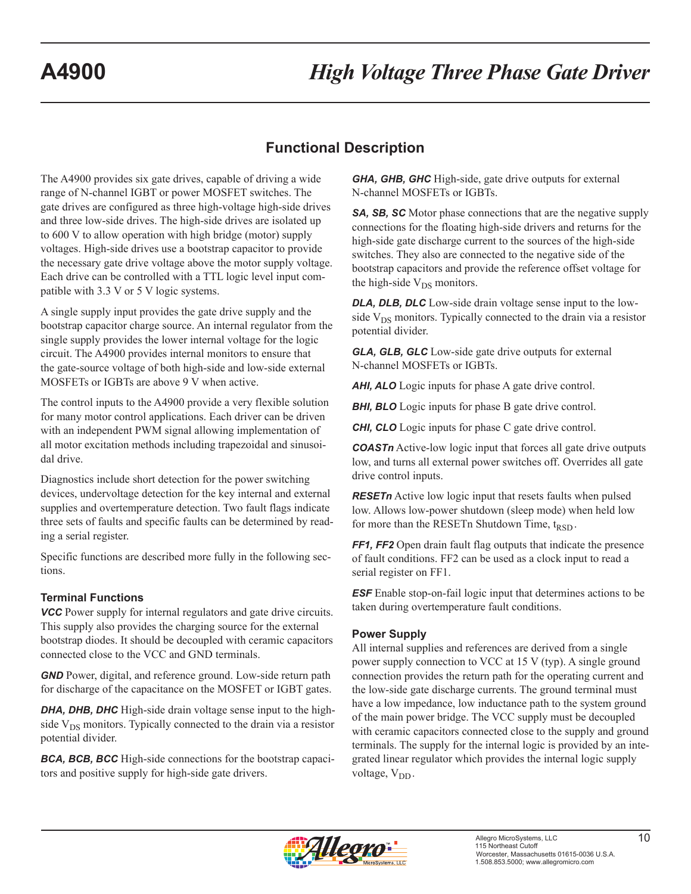## Functional Description

The A4900 provides six gate drives, capable of driving a wide range of N-channel IGBT or power MOSFET switches. The gate drives are configured as three high-voltage high-side drives and three low-side drives. The high-side drives are isolated up to 600 V to allow operation with high bridge (motor) supply voltages. High-side drives use a bootstrap capacitor to provide the necessary gate drive voltage above the motor supply voltage. Each drive can be controlled with a TTL logic level input compatible with 3.3 V or 5 V logic systems.

A single supply input provides the gate drive supply and the bootstrap capacitor charge source. An internal regulator from the single supply provides the lower internal voltage for the logic circuit. The A4900 provides internal monitors to ensure that the gate-source voltage of both high-side and low-side external MOSFETs or IGBTs are above 9 V when active.

The control inputs to the A4900 provide a very flexible solution for many motor control applications. Each driver can be driven with an independent PWM signal allowing implementation of all motor excitation methods including trapezoidal and sinusoidal drive.

Diagnostics include short detection for the power switching devices, undervoltage detection for the key internal and external supplies and overtemperature detection. Two fault flags indicate three sets of faults and specific faults can be determined by reading a serial register.

Specific functions are described more fully in the following sections.

### Terminal Functions

***VCC*** Power supply for internal regulators and gate drive circuits. This supply also provides the charging source for the external bootstrap diodes. It should be decoupled with ceramic capacitors connected close to the VCC and GND terminals.

***GND*** Power, digital, and reference ground. Low-side return path for discharge of the capacitance on the MOSFET or IGBT gates.

***DHA, DHB, DHC*** High-side drain voltage sense input to the high-side $V_{DS}$ monitors. Typically connected to the drain via a resistor potential divider.

***BCA, BCB, BCC*** High-side connections for the bootstrap capacitors and positive supply for high-side gate drivers.

***GHA, GHB, GHC*** High-side, gate drive outputs for external N-channel MOSFETs or IGBTs.

***SA, SB, SC*** Motor phase connections that are the negative supply connections for the floating high-side drivers and returns for the high-side gate discharge current to the sources of the high-side switches. They also are connected to the negative side of the bootstrap capacitors and provide the reference offset voltage for the high-side $V_{DS}$ monitors.

***DLA, DLB, DLC*** Low-side drain voltage sense input to the low-side $V_{DS}$ monitors. Typically connected to the drain via a resistor potential divider.

***GLA, GLB, GLC*** Low-side gate drive outputs for external N-channel MOSFETs or IGBTs.

***AHI, ALO*** Logic inputs for phase A gate drive control.

***BHI, BLO*** Logic inputs for phase B gate drive control.

***CHI, CLO*** Logic inputs for phase C gate drive control.

***COASTn*** Active-low logic input that forces all gate drive outputs low, and turns all external power switches off. Overrides all gate drive control inputs.

***RESETn*** Active low logic input that resets faults when pulsed low. Allows low-power shutdown (sleep mode) when held low for more than the RESETn Shutdown Time, $t_{RSD}$.

***FF1, FF2*** Open drain fault flag outputs that indicate the presence of fault conditions. FF2 can be used as a clock input to read a serial register on FF1.

***ESF*** Enable stop-on-fail logic input that determines actions to be taken during overtemperature fault conditions.

### Power Supply

All internal supplies and references are derived from a single power supply connection to VCC at 15 V (typ). A single ground connection provides the return path for the operating current and the low-side gate discharge currents. The ground terminal must have a low impedance, low inductance path to the system ground of the main power bridge. The VCC supply must be decoupled with ceramic capacitors connected close to the supply and ground terminals. The supply for the internal logic is provided by an integrated linear regulator which provides the internal logic supply voltage, $V_{DD}$.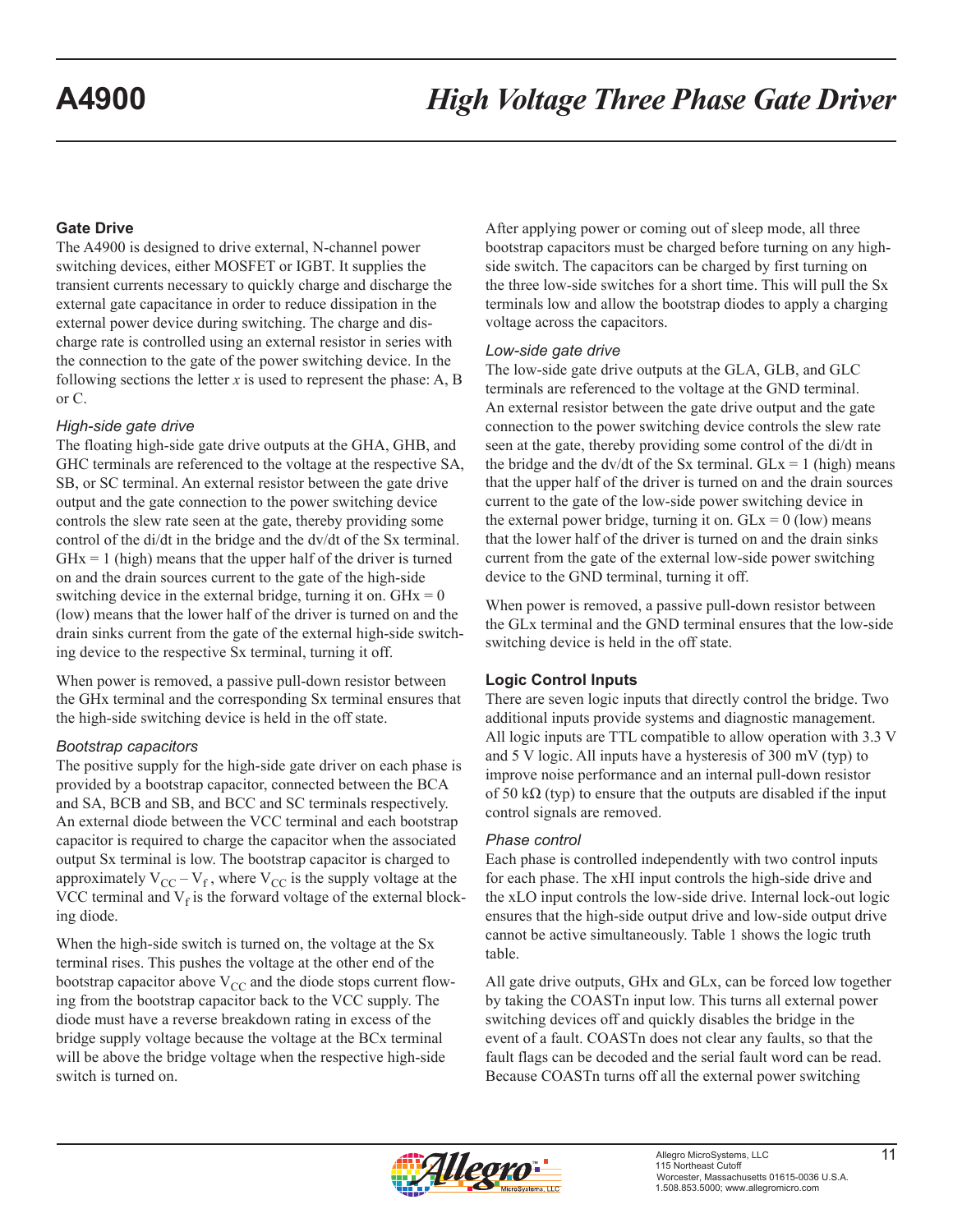## Gate Drive

The A4900 is designed to drive external, N-channel power switching devices, either MOSFET or IGBT. It supplies the transient currents necessary to quickly charge and discharge the external gate capacitance in order to reduce dissipation in the external power device during switching. The charge and discharge rate is controlled using an external resistor in series with the connection to the gate of the power switching device. In the following sections the letter *x* is used to represent the phase: A, B or C.

### *High-side gate drive*

The floating high-side gate drive outputs at the GHA, GHB, and GHC terminals are referenced to the voltage at the respective SA, SB, or SC terminal. An external resistor between the gate drive output and the gate connection to the power switching device controls the slew rate seen at the gate, thereby providing some control of the di/dt in the bridge and the dv/dt of the Sx terminal. GHx = 1 (high) means that the upper half of the driver is turned on and the drain sources current to the gate of the high-side switching device in the external bridge, turning it on. GHx = 0 (low) means that the lower half of the driver is turned on and the drain sinks current from the gate of the external high-side switching device to the respective Sx terminal, turning it off.

When power is removed, a passive pull-down resistor between the GHx terminal and the corresponding Sx terminal ensures that the high-side switching device is held in the off state.

### *Bootstrap capacitors*

The positive supply for the high-side gate driver on each phase is provided by a bootstrap capacitor, connected between the BCA and SA, BCB and SB, and BCC and SC terminals respectively. An external diode between the VCC terminal and each bootstrap capacitor is required to charge the capacitor when the associated output Sx terminal is low. The bootstrap capacitor is charged to approximately $V_{CC} – V_f$ , where $V_{CC}$ is the supply voltage at the VCC terminal and $V_f$ is the forward voltage of the external blocking diode.

When the high-side switch is turned on, the voltage at the Sx terminal rises. This pushes the voltage at the other end of the bootstrap capacitor above $V_{CC}$ and the diode stops current flowing from the bootstrap capacitor back to the VCC supply. The diode must have a reverse breakdown rating in excess of the bridge supply voltage because the voltage at the BCx terminal will be above the bridge voltage when the respective high-side switch is turned on.

After applying power or coming out of sleep mode, all three bootstrap capacitors must be charged before turning on any high-side switch. The capacitors can be charged by first turning on the three low-side switches for a short time. This will pull the Sx terminals low and allow the bootstrap diodes to apply a charging voltage across the capacitors.

### *Low-side gate drive*

The low-side gate drive outputs at the GLA, GLB, and GLC terminals are referenced to the voltage at the GND terminal. An external resistor between the gate drive output and the gate connection to the power switching device controls the slew rate seen at the gate, thereby providing some control of the di/dt in the bridge and the dv/dt of the Sx terminal. GLx = 1 (high) means that the upper half of the driver is turned on and the drain sources current to the gate of the low-side power switching device in the external power bridge, turning it on. GLx = 0 (low) means that the lower half of the driver is turned on and the drain sinks current from the gate of the external low-side power switching device to the GND terminal, turning it off.

When power is removed, a passive pull-down resistor between the GLx terminal and the GND terminal ensures that the low-side switching device is held in the off state.

## Logic Control Inputs

There are seven logic inputs that directly control the bridge. Two additional inputs provide systems and diagnostic management. All logic inputs are TTL compatible to allow operation with 3.3 V and 5 V logic. All inputs have a hysteresis of 300 mV (typ) to improve noise performance and an internal pull-down resistor of 50 kΩ (typ) to ensure that the outputs are disabled if the input control signals are removed.

### *Phase control*

Each phase is controlled independently with two control inputs for each phase. The xHI input controls the high-side drive and the xLO input controls the low-side drive. Internal lock-out logic ensures that the high-side output drive and low-side output drive cannot be active simultaneously. Table 1 shows the logic truth table.

All gate drive outputs, GHx and GLx, can be forced low together by taking the COASTn input low. This turns all external power switching devices off and quickly disables the bridge in the event of a fault. COASTn does not clear any faults, so that the fault flags can be decoded and the serial fault word can be read. Because COASTn turns off all the external power switching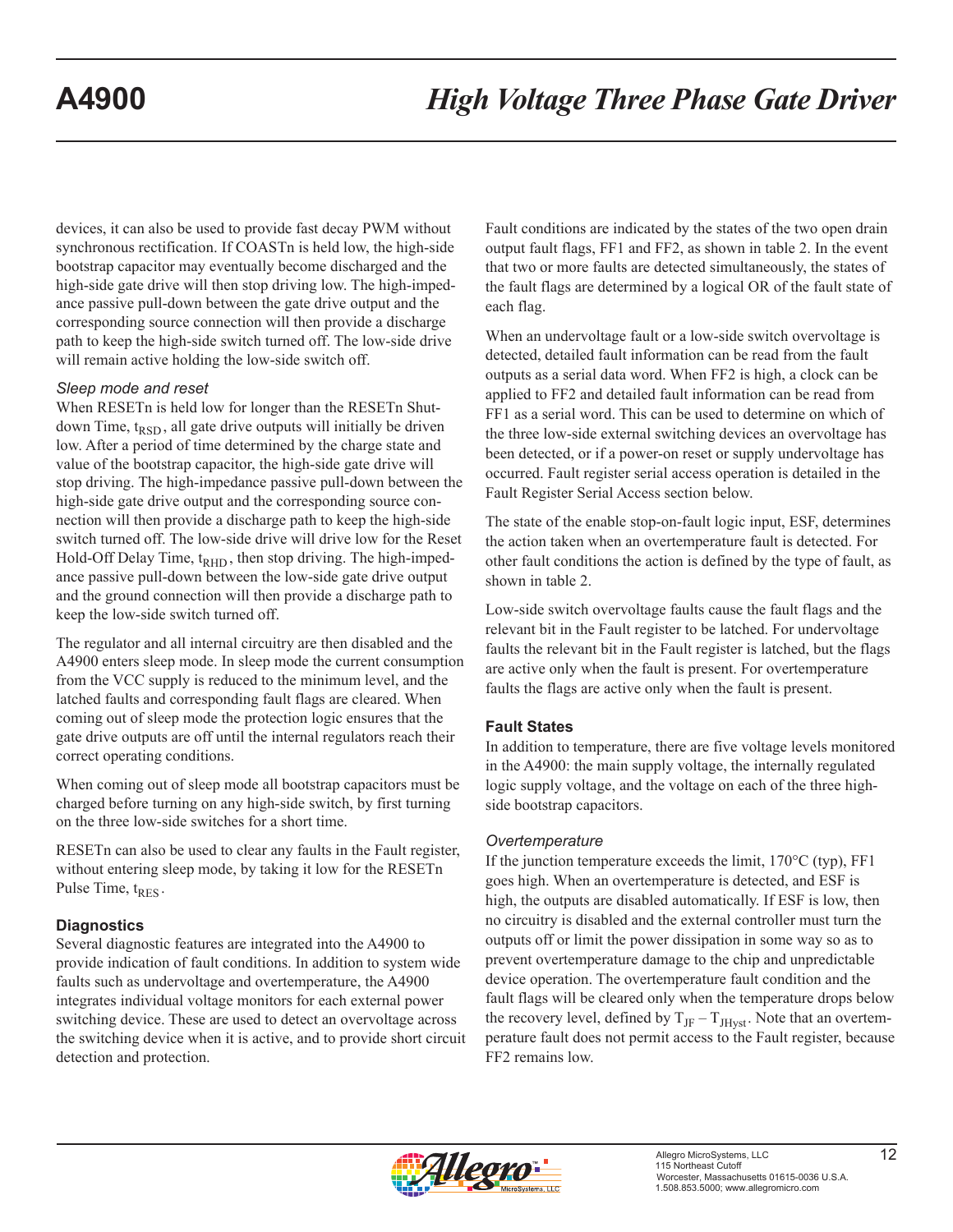devices, it can also be used to provide fast decay PWM without synchronous rectification. If COASTn is held low, the high-side bootstrap capacitor may eventually become discharged and the high-side gate drive will then stop driving low. The high-impedance passive pull-down between the gate drive output and the corresponding source connection will then provide a discharge path to keep the high-side switch turned off. The low-side drive will remain active holding the low-side switch off.

*Sleep mode and reset*

When RESETn is held low for longer than the RESETn Shutdown Time, $t_{RSD}$, all gate drive outputs will initially be driven low. After a period of time determined by the charge state and value of the bootstrap capacitor, the high-side gate drive will stop driving. The high-impedance passive pull-down between the high-side gate drive output and the corresponding source connection will then provide a discharge path to keep the high-side switch turned off. The low-side drive will drive low for the Reset Hold-Off Delay Time, $t_{RHD}$, then stop driving. The high-impedance passive pull-down between the low-side gate drive output and the ground connection will then provide a discharge path to keep the low-side switch turned off.

The regulator and all internal circuitry are then disabled and the A4900 enters sleep mode. In sleep mode the current consumption from the VCC supply is reduced to the minimum level, and the latched faults and corresponding fault flags are cleared. When coming out of sleep mode the protection logic ensures that the gate drive outputs are off until the internal regulators reach their correct operating conditions.

When coming out of sleep mode all bootstrap capacitors must be charged before turning on any high-side switch, by first turning on the three low-side switches for a short time.

RESETn can also be used to clear any faults in the Fault register, without entering sleep mode, by taking it low for the RESETn Pulse Time, $t_{RES}$.

### Diagnostics

Several diagnostic features are integrated into the A4900 to provide indication of fault conditions. In addition to system wide faults such as undervoltage and overtemperature, the A4900 integrates individual voltage monitors for each external power switching device. These are used to detect an overvoltage across the switching device when it is active, and to provide short circuit detection and protection.

Fault conditions are indicated by the states of the two open drain output fault flags, FF1 and FF2, as shown in table 2. In the event that two or more faults are detected simultaneously, the states of the fault flags are determined by a logical OR of the fault state of each flag.

When an undervoltage fault or a low-side switch overvoltage is detected, detailed fault information can be read from the fault outputs as a serial data word. When FF2 is high, a clock can be applied to FF2 and detailed fault information can be read from FF1 as a serial word. This can be used to determine on which of the three low-side external switching devices an overvoltage has been detected, or if a power-on reset or supply undervoltage has occurred. Fault register serial access operation is detailed in the Fault Register Serial Access section below.

The state of the enable stop-on-fault logic input, ESF, determines the action taken when an overtemperature fault is detected. For other fault conditions the action is defined by the type of fault, as shown in table 2.

Low-side switch overvoltage faults cause the fault flags and the relevant bit in the Fault register to be latched. For undervoltage faults the relevant bit in the Fault register is latched, but the flags are active only when the fault is present. For overtemperature faults the flags are active only when the fault is present.

### Fault States

In addition to temperature, there are five voltage levels monitored in the A4900: the main supply voltage, the internally regulated logic supply voltage, and the voltage on each of the three high-side bootstrap capacitors.

*Overtemperature*

If the junction temperature exceeds the limit, 170°C (typ), FF1 goes high. When an overtemperature is detected, and ESF is high, the outputs are disabled automatically. If ESF is low, then no circuitry is disabled and the external controller must turn the outputs off or limit the power dissipation in some way so as to prevent overtemperature damage to the chip and unpredictable device operation. The overtemperature fault condition and the fault flags will be cleared only when the temperature drops below the recovery level, defined by $T_{JF} - T_{JHyst}$. Note that an overtemperature fault does not permit access to the Fault register, because FF2 remains low.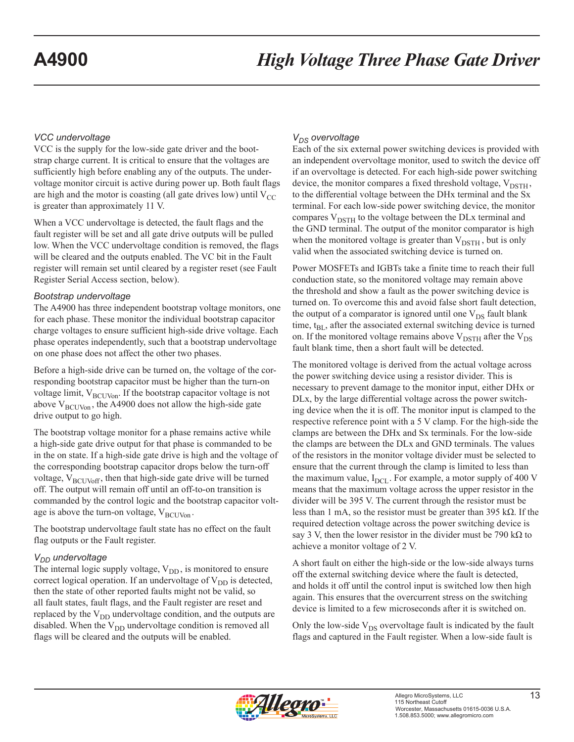#### *VCC undervoltage*

VCC is the supply for the low-side gate driver and the bootstrap charge current. It is critical to ensure that the voltages are sufficiently high before enabling any of the outputs. The undervoltage monitor circuit is active during power up. Both fault flags are high and the motor is coasting (all gate drives low) until $V_{CC}$ is greater than approximately 11 V.

When a VCC undervoltage is detected, the fault flags and the fault register will be set and all gate drive outputs will be pulled low. When the VCC undervoltage condition is removed, the flags will be cleared and the outputs enabled. The VC bit in the Fault register will remain set until cleared by a register reset (see Fault Register Serial Access section, below).

#### *Bootstrap undervoltage*

The A4900 has three independent bootstrap voltage monitors, one for each phase. These monitor the individual bootstrap capacitor charge voltages to ensure sufficient high-side drive voltage. Each phase operates independently, such that a bootstrap undervoltage on one phase does not affect the other two phases.

Before a high-side drive can be turned on, the voltage of the corresponding bootstrap capacitor must be higher than the turn-on voltage limit, $V_{BCUVon}$. If the bootstrap capacitor voltage is not above $V_{BCUVon}$, the A4900 does not allow the high-side gate drive output to go high.

The bootstrap voltage monitor for a phase remains active while a high-side gate drive output for that phase is commanded to be in the on state. If a high-side gate drive is high and the voltage of the corresponding bootstrap capacitor drops below the turn-off voltage, $V_{BCUVoff}$, then that high-side gate drive will be turned off. The output will remain off until an off-to-on transition is commanded by the control logic and the bootstrap capacitor voltage is above the turn-on voltage, $V_{BCUVon}$.

The bootstrap undervoltage fault state has no effect on the fault flag outputs or the Fault register.

#### *$V_{DD}$ undervoltage*

The internal logic supply voltage, $V_{DD}$, is monitored to ensure correct logical operation. If an undervoltage of $V_{DD}$ is detected, then the state of other reported faults might not be valid, so all fault states, fault flags, and the Fault register are reset and replaced by the $V_{DD}$ undervoltage condition, and the outputs are disabled. When the $V_{DD}$ undervoltage condition is removed all flags will be cleared and the outputs will be enabled.

#### *$V_{DS}$ overvoltage*

Each of the six external power switching devices is provided with an independent overvoltage monitor, used to switch the device off if an overvoltage is detected. For each high-side power switching device, the monitor compares a fixed threshold voltage, $V_{DSTH}$, to the differential voltage between the DHx terminal and the Sx terminal. For each low-side power switching device, the monitor compares $V_{DSTH}$ to the voltage between the DLx terminal and the GND terminal. The output of the monitor comparator is high when the monitored voltage is greater than $V_{DSTH}$, but is only valid when the associated switching device is turned on.

Power MOSFETs and IGBTs take a finite time to reach their full conduction state, so the monitored voltage may remain above the threshold and show a fault as the power switching device is turned on. To overcome this and avoid false short fault detection, the output of a comparator is ignored until one $V_{DS}$ fault blank time, $t_{BL}$, after the associated external switching device is turned on. If the monitored voltage remains above $V_{DSTH}$ after the $V_{DS}$ fault blank time, then a short fault will be detected.

The monitored voltage is derived from the actual voltage across the power switching device using a resistor divider. This is necessary to prevent damage to the monitor input, either DHx or DLx, by the large differential voltage across the power switching device when the it is off. The monitor input is clamped to the respective reference point with a 5 V clamp. For the high-side the clamps are between the DHx and Sx terminals. For the low-side the clamps are between the DLx and GND terminals. The values of the resistors in the monitor voltage divider must be selected to ensure that the current through the clamp is limited to less than the maximum value, $I_{DCL}$. For example, a motor supply of 400 V means that the maximum voltage across the upper resistor in the divider will be 395 V. The current through the resistor must be less than 1 mA, so the resistor must be greater than 395 kΩ. If the required detection voltage across the power switching device is say 3 V, then the lower resistor in the divider must be 790 kΩ to achieve a monitor voltage of 2 V.

A short fault on either the high-side or the low-side always turns off the external switching device where the fault is detected, and holds it off until the control input is switched low then high again. This ensures that the overcurrent stress on the switching device is limited to a few microseconds after it is switched on.

Only the low-side $V_{DS}$ overvoltage fault is indicated by the fault flags and captured in the Fault register. When a low-side fault is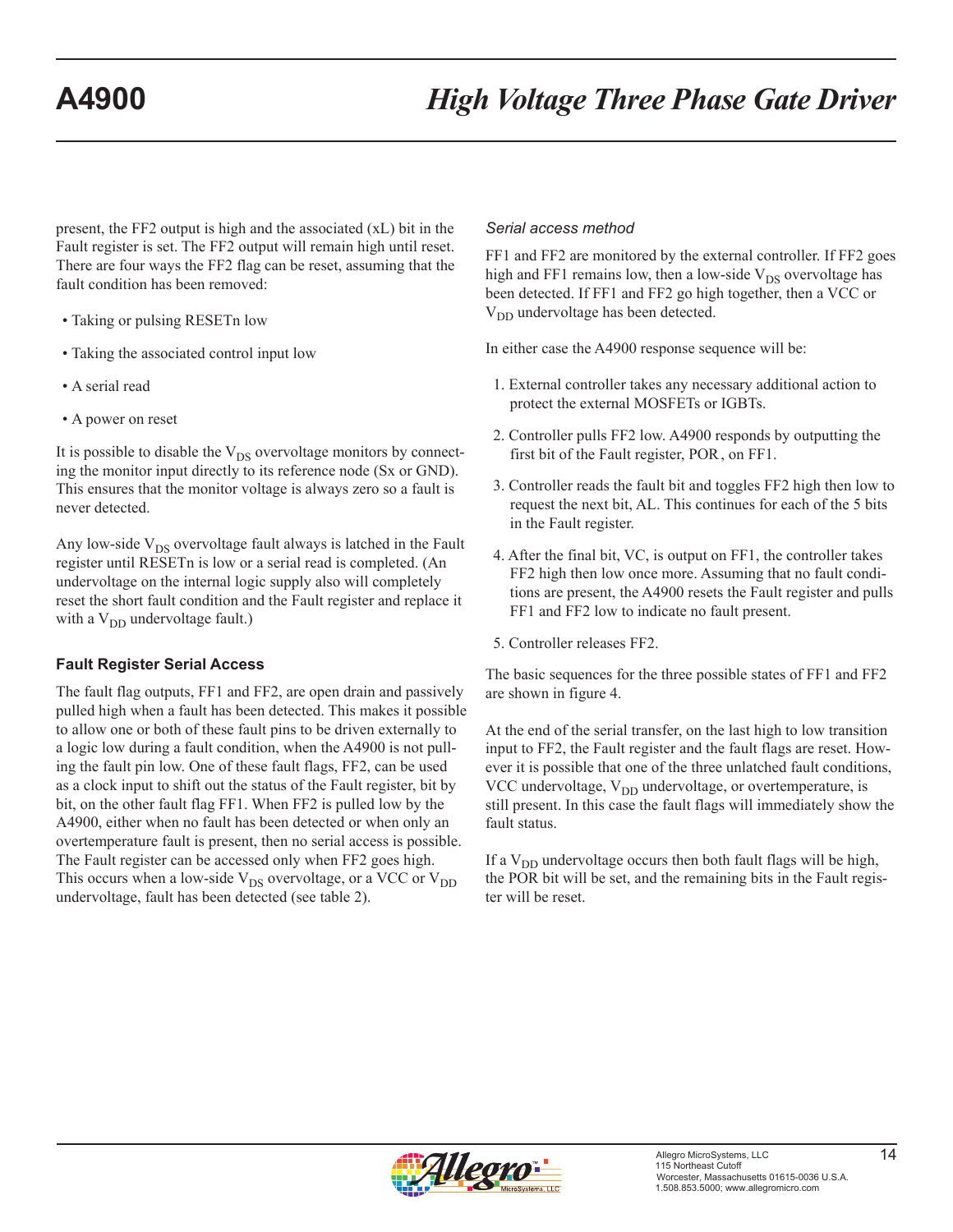present, the FF2 output is high and the associated (xL) bit in the Fault register is set. The FF2 output will remain high until reset. There are four ways the FF2 flag can be reset, assuming that the fault condition has been removed:

- Taking or pulsing RESETn low
- Taking the associated control input low
- A serial read
- A power on reset

It is possible to disable the $V_{DS}$ overvoltage monitors by connecting the monitor input directly to its reference node (Sx or GND). This ensures that the monitor voltage is always zero so a fault is never detected.

Any low-side $V_{DS}$ overvoltage fault always is latched in the Fault register until RESETn is low or a serial read is completed. (An undervoltage on the internal logic supply also will completely reset the short fault condition and the Fault register and replace it with a $V_{DD}$ undervoltage fault.)

### Fault Register Serial Access

The fault flag outputs, FF1 and FF2, are open drain and passively pulled high when a fault has been detected. This makes it possible to allow one or both of these fault pins to be driven externally to a logic low during a fault condition, when the A4900 is not pulling the fault pin low. One of these fault flags, FF2, can be used as a clock input to shift out the status of the Fault register, bit by bit, on the other fault flag FF1. When FF2 is pulled low by the A4900, either when no fault has been detected or when only an overtemperature fault is present, then no serial access is possible. The Fault register can be accessed only when FF2 goes high. This occurs when a low-side $V_{DS}$ overvoltage, or a VCC or $V_{DD}$ undervoltage, fault has been detected (see table 2).

*Serial access method*

FF1 and FF2 are monitored by the external controller. If FF2 goes high and FF1 remains low, then a low-side $V_{DS}$ overvoltage has been detected. If FF1 and FF2 go high together, then a VCC or $V_{DD}$ undervoltage has been detected.

In either case the A4900 response sequence will be:

1. External controller takes any necessary additional action to protect the external MOSFETs or IGBTs.
2. Controller pulls FF2 low. A4900 responds by outputting the first bit of the Fault register, POR, on FF1.
3. Controller reads the fault bit and toggles FF2 high then low to request the next bit, AL. This continues for each of the 5 bits in the Fault register.
4. After the final bit, VC, is output on FF1, the controller takes FF2 high then low once more. Assuming that no fault conditions are present, the A4900 resets the Fault register and pulls FF1 and FF2 low to indicate no fault present.
5. Controller releases FF2.

The basic sequences for the three possible states of FF1 and FF2 are shown in figure 4.

At the end of the serial transfer, on the last high to low transition input to FF2, the Fault register and the fault flags are reset. However it is possible that one of the three unlatched fault conditions, VCC undervoltage, $V_{DD}$ undervoltage, or overtemperature, is still present. In this case the fault flags will immediately show the fault status.

If a $V_{DD}$ undervoltage occurs then both fault flags will be high, the POR bit will be set, and the remaining bits in the Fault register will be reset.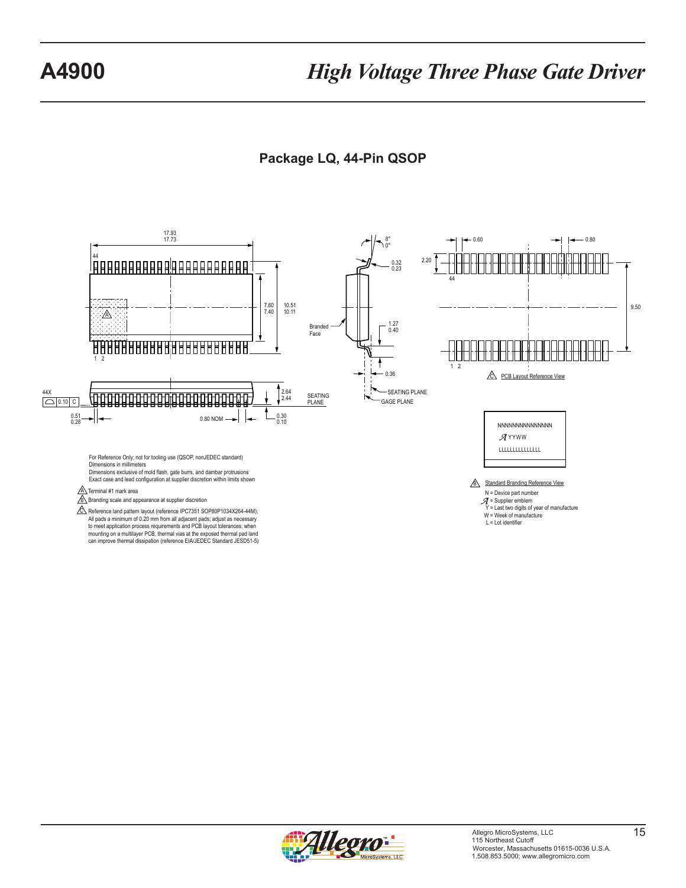## Package LQ, 44-Pin QSOP

17.93
17.73

44

7.60
7.40

10.51
10.11

1 2

44X

0.10 C

0.51
0.28

0.80 NOM

2.64
2.44

0.30
0.10

SEATING PLANE

8°
0°

0.32
0.23

Branded Face

1.27
0.40

0.36

SEATING PLANE

GAGE PLANE

0.60

0.80

2.20

44

9.50

1 2

C PCB Layout Reference View

NNNNNNNNNNNNNNN
YYWW
LLLLLLLLLLLLLL

B Standard Branding Reference View

N = Device part number
= Supplier emblem
Y = Last two digits of year of manufacture
W = Week of manufacture
L = Lot identifier

For Reference Only; not for tooling use (QSOP, nonJEDEC standard)
Dimensions in millimeters
Dimensions exclusive of mold flash, gate burrs, and dambar protrusions
Exact case and lead configuration at supplier discretion within limits shown

A Terminal #1 mark area

B Branding scale and appearance at supplier discretion

C Reference land pattern layout (reference IPC7351 SOP80P1034X264-44M); All pads a minimum of 0.20 mm from all adjacent pads; adjust as necessary to meet application process requirements and PCB layout tolerances; when mounting on a multilayer PCB, thermal vias at the exposed thermal pad land can improve thermal dissipation (reference EIA/JEDEC Standard JESD51-5)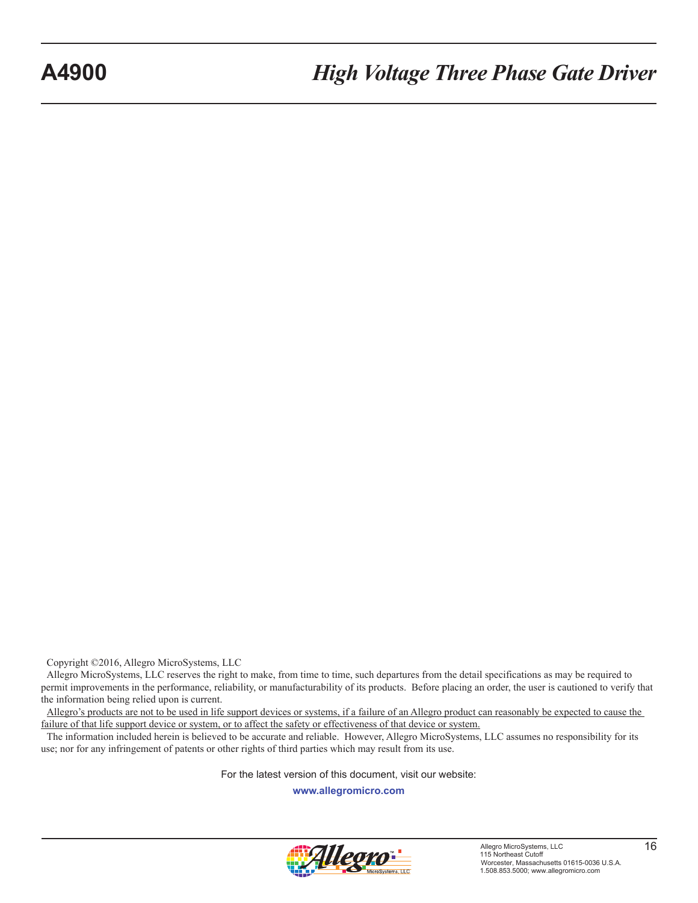Copyright ©2016, Allegro MicroSystems, LLC

Allegro MicroSystems, LLC reserves the right to make, from time to time, such departures from the detail specifications as may be required to permit improvements in the performance, reliability, or manufacturability of its products. Before placing an order, the user is cautioned to verify that the information being relied upon is current.

Allegro's products are not to be used in life support devices or systems, if a failure of an Allegro product can reasonably be expected to cause the failure of that life support device or system, or to affect the safety or effectiveness of that device or system.

The information included herein is believed to be accurate and reliable. However, Allegro MicroSystems, LLC assumes no responsibility for its use; nor for any infringement of patents or other rights of third parties which may result from its use.

For the latest version of this document, visit our website:

**www.allegromicro.com**